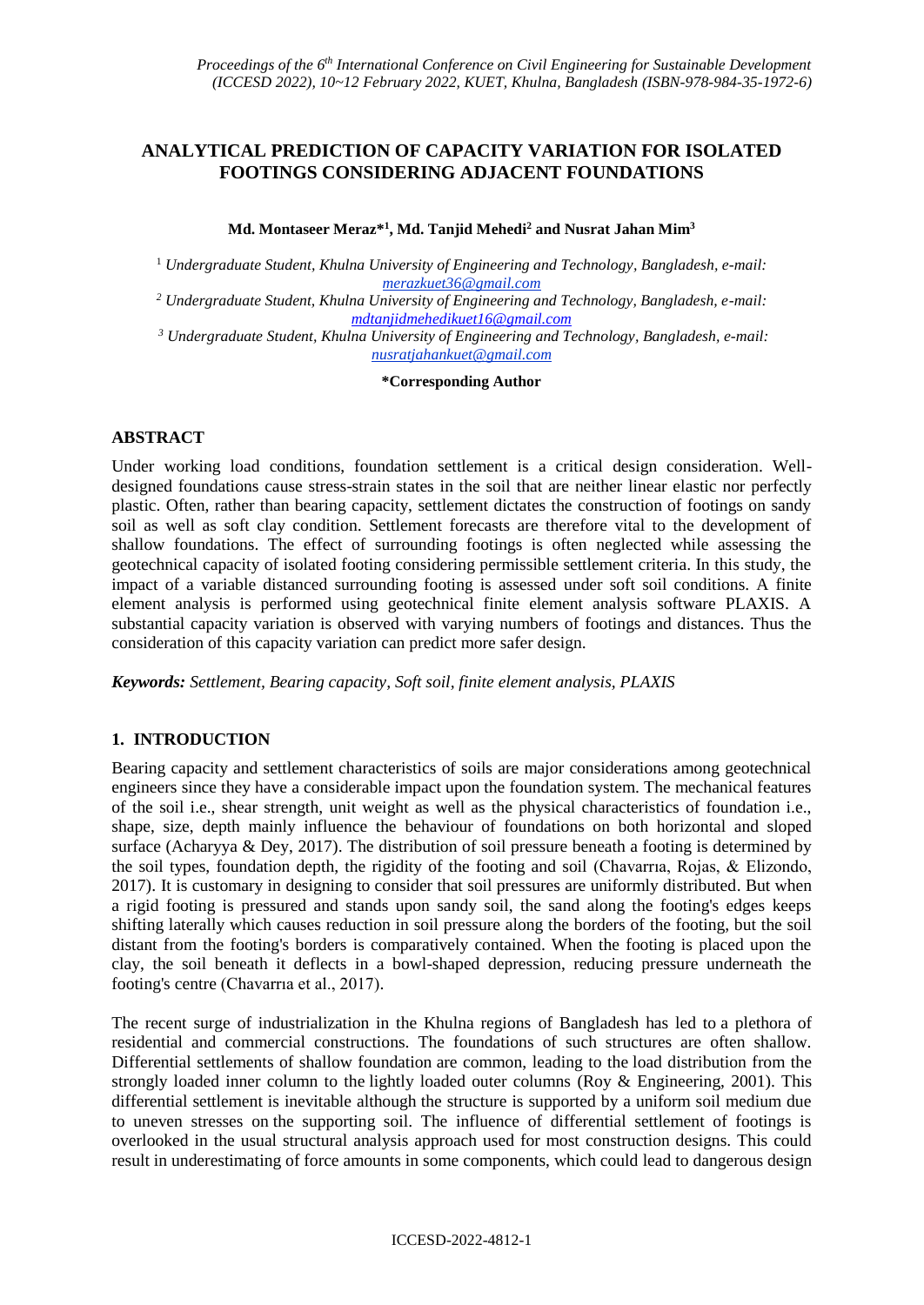# ANALYTICAL PREDICTION OF CAPACITY VARIATION FOR ISOLATED FOOTINGS CONSIDERING ADJACENT FOUNDATIONS

**Md. Montaseer Meraz*[1], Md. Tanjid Mehedi[2] and Nusrat Jahan Mim[3]**

[1] *Undergraduate Student, Khulna University of Engineering and Technology, Bangladesh, e-mail: merazkuet36@gmail.com*

[2] *Undergraduate Student, Khulna University of Engineering and Technology, Bangladesh, e-mail: mdtanjidmehedikuet16@gmail.com*

[3] *Undergraduate Student, Khulna University of Engineering and Technology, Bangladesh, e-mail: nusratjahankuet@gmail.com*

**\*Corresponding Author**

## ABSTRACT

Under working load conditions, foundation settlement is a critical design consideration. Well-designed foundations cause stress-strain states in the soil that are neither linear elastic nor perfectly plastic. Often, rather than bearing capacity, settlement dictates the construction of footings on sandy soil as well as soft clay condition. Settlement forecasts are therefore vital to the development of shallow foundations. The effect of surrounding footings is often neglected while assessing the geotechnical capacity of isolated footing considering permissible settlement criteria. In this study, the impact of a variable distanced surrounding footing is assessed under soft soil conditions. A finite element analysis is performed using geotechnical finite element analysis software PLAXIS. A substantial capacity variation is observed with varying numbers of footings and distances. Thus the consideration of this capacity variation can predict more safer design.

***Keywords:*** *Settlement, Bearing capacity, Soft soil, finite element analysis, PLAXIS*

## 1. INTRODUCTION

Bearing capacity and settlement characteristics of soils are major considerations among geotechnical engineers since they have a considerable impact upon the foundation system. The mechanical features of the soil i.e., shear strength, unit weight as well as the physical characteristics of foundation i.e., shape, size, depth mainly influence the behaviour of foundations on both horizontal and sloped surface (Acharyya & Dey, 2017). The distribution of soil pressure beneath a footing is determined by the soil types, foundation depth, the rigidity of the footing and soil (Chavarrıa, Rojas, & Elizondo, 2017). It is customary in designing to consider that soil pressures are uniformly distributed. But when a rigid footing is pressured and stands upon sandy soil, the sand along the footing's edges keeps shifting laterally which causes reduction in soil pressure along the borders of the footing, but the soil distant from the footing's borders is comparatively contained. When the footing is placed upon the clay, the soil beneath it deflects in a bowl-shaped depression, reducing pressure underneath the footing's centre (Chavarrıa et al., 2017).

The recent surge of industrialization in the Khulna regions of Bangladesh has led to a plethora of residential and commercial constructions. The foundations of such structures are often shallow. Differential settlements of shallow foundation are common, leading to the load distribution from the strongly loaded inner column to the lightly loaded outer columns (Roy & Engineering, 2001). This differential settlement is inevitable although the structure is supported by a uniform soil medium due to uneven stresses on the supporting soil. The influence of differential settlement of footings is overlooked in the usual structural analysis approach used for most construction designs. This could result in underestimating of force amounts in some components, which could lead to dangerous design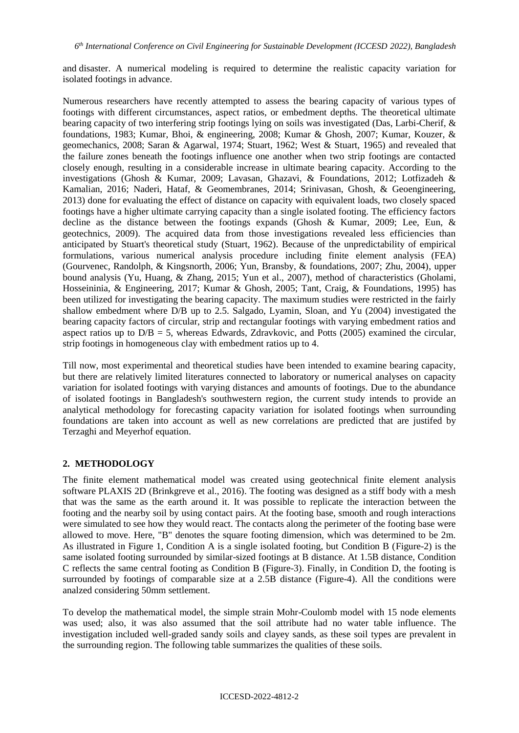and disaster. A numerical modeling is required to determine the realistic capacity variation for isolated footings in advance.

Numerous researchers have recently attempted to assess the bearing capacity of various types of footings with different circumstances, aspect ratios, or embedment depths. The theoretical ultimate bearing capacity of two interfering strip footings lying on soils was investigated (Das, Larbi-Cherif, & foundations, 1983; Kumar, Bhoi, & engineering, 2008; Kumar & Ghosh, 2007; Kumar, Kouzer, & geomechanics, 2008; Saran & Agarwal, 1974; Stuart, 1962; West & Stuart, 1965) and revealed that the failure zones beneath the footings influence one another when two strip footings are contacted closely enough, resulting in a considerable increase in ultimate bearing capacity. According to the investigations (Ghosh & Kumar, 2009; Lavasan, Ghazavi, & Foundations, 2012; Lotfizadeh & Kamalian, 2016; Naderi, Hataf, & Geomembranes, 2014; Srinivasan, Ghosh, & Geoengineering, 2013) done for evaluating the effect of distance on capacity with equivalent loads, two closely spaced footings have a higher ultimate carrying capacity than a single isolated footing. The efficiency factors decline as the distance between the footings expands (Ghosh & Kumar, 2009; Lee, Eun, & geotechnics, 2009). The acquired data from those investigations revealed less efficiencies than anticipated by Stuart's theoretical study (Stuart, 1962). Because of the unpredictability of empirical formulations, various numerical analysis procedure including finite element analysis (FEA) (Gourvenec, Randolph, & Kingsnorth, 2006; Yun, Bransby, & foundations, 2007; Zhu, 2004), upper bound analysis (Yu, Huang, & Zhang, 2015; Yun et al., 2007), method of characteristics (Gholami, Hosseininia, & Engineering, 2017; Kumar & Ghosh, 2005; Tant, Craig, & Foundations, 1995) has been utilized for investigating the bearing capacity. The maximum studies were restricted in the fairly shallow embedment where D/B up to 2.5. Salgado, Lyamin, Sloan, and Yu (2004) investigated the bearing capacity factors of circular, strip and rectangular footings with varying embedment ratios and aspect ratios up to $D/B = 5$, whereas Edwards, Zdravkovic, and Potts (2005) examined the circular, strip footings in homogeneous clay with embedment ratios up to 4.

Till now, most experimental and theoretical studies have been intended to examine bearing capacity, but there are relatively limited literatures connected to laboratory or numerical analyses on capacity variation for isolated footings with varying distances and amounts of footings. Due to the abundance of isolated footings in Bangladesh's southwestern region, the current study intends to provide an analytical methodology for forecasting capacity variation for isolated footings when surrounding foundations are taken into account as well as new correlations are predicted that are justifed by Terzaghi and Meyerhof equation.

## 2. METHODOLOGY

The finite element mathematical model was created using geotechnical finite element analysis software PLAXIS 2D (Brinkgreve et al., 2016). The footing was designed as a stiff body with a mesh that was the same as the earth around it. It was possible to replicate the interaction between the footing and the nearby soil by using contact pairs. At the footing base, smooth and rough interactions were simulated to see how they would react. The contacts along the perimeter of the footing base were allowed to move. Here, "B" denotes the square footing dimension, which was determined to be 2m. As illustrated in Figure 1, Condition A is a single isolated footing, but Condition B (Figure-2) is the same isolated footing surrounded by similar-sized footings at B distance. At 1.5B distance, Condition C reflects the same central footing as Condition B (Figure-3). Finally, in Condition D, the footing is surrounded by footings of comparable size at a 2.5B distance (Figure-4). All the conditions were analzed considering 50mm settlement.

To develop the mathematical model, the simple strain Mohr-Coulomb model with 15 node elements was used; also, it was also assumed that the soil attribute had no water table influence. The investigation included well-graded sandy soils and clayey sands, as these soil types are prevalent in the surrounding region. The following table summarizes the qualities of these soils.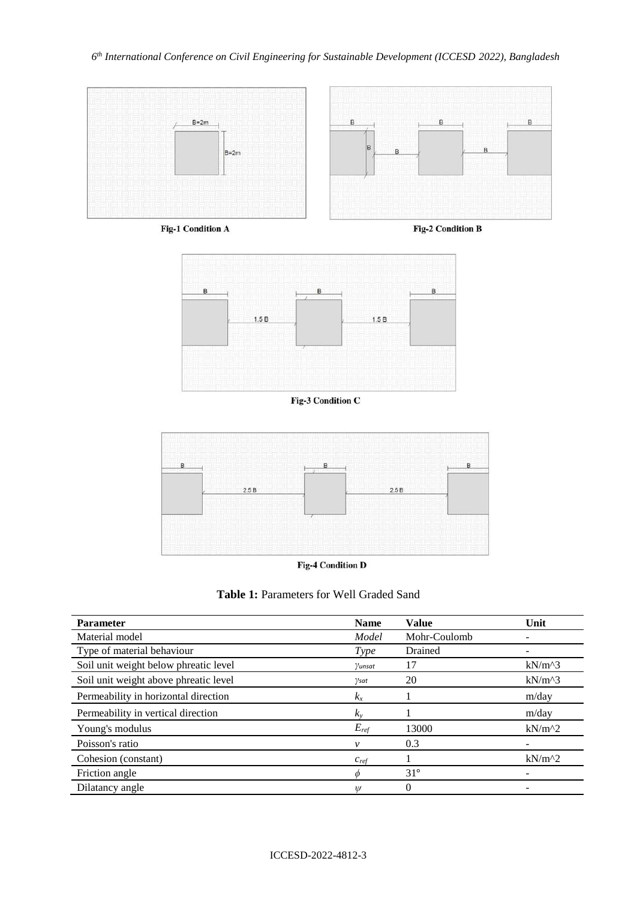Fig-1 Condition A

Fig-2 Condition B

Fig-3 Condition C

Fig-4 Condition D

**Table 1:** Parameters for Well Graded Sand

| Parameter | Name | Value | Unit |
|---|---|---|---|
| Material model | *Model* | Mohr-Coulomb | - |
| Type of material behaviour | *Type* | Drained | - |
| Soil unit weight below phreatic level | $\gamma_{unsat}$ | 17 | kN/m^3 |
| Soil unit weight above phreatic level | $\gamma_{sat}$ | 20 | kN/m^3 |
| Permeability in horizontal direction | $k_x$ | 1 | m/day |
| Permeability in vertical direction | $k_y$ | 1 | m/day |
| Young's modulus | $E_{ref}$ | 13000 | kN/m^2 |
| Poisson's ratio | $v$ | 0.3 | - |
| Cohesion (constant) | $c_{ref}$ | 1 | kN/m^2 |
| Friction angle | $\phi$ | 31° | - |
| Dilatancy angle | $\psi$ | 0 | - |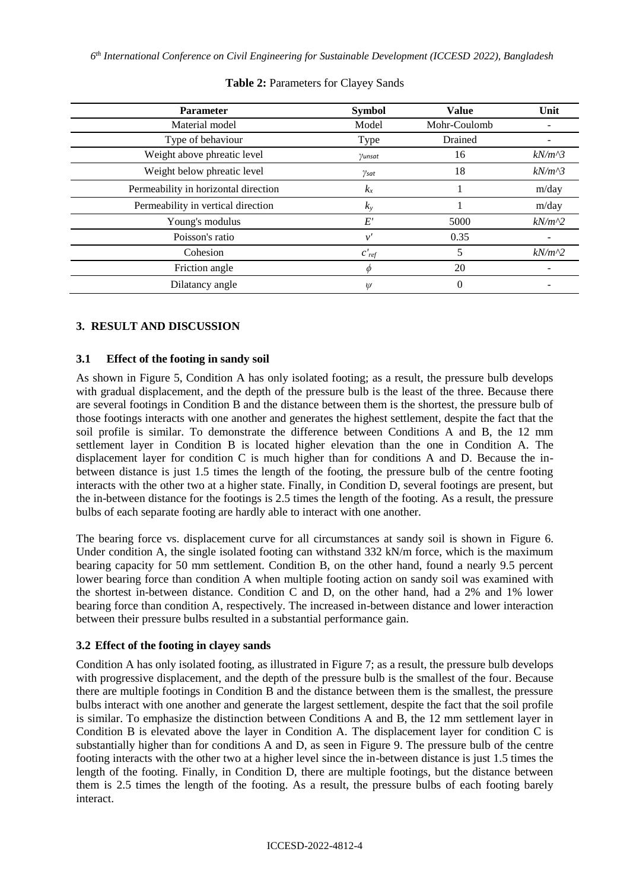**Table 2:** Parameters for Clayey Sands

| Parameter | Symbol | Value | Unit |
|---|---|---|---|
| Material model | Model | Mohr-Coulomb | - |
| Type of behaviour | Type | Drained | - |
| Weight above phreatic level | $\gamma_{unsat}$ | 16 | $kN/m$^3 |
| Weight below phreatic level | $\gamma_{sat}$ | 18 | $kN/m$^3 |
| Permeability in horizontal direction | $k_x$ | 1 | m/day |
| Permeability in vertical direction | $k_y$ | 1 | m/day |
| Young's modulus | $E'$ | 5000 | $kN/m$^2 |
| Poisson's ratio | $v'$ | 0.35 | - |
| Cohesion | $c'_{ref}$ | 5 | $kN/m$^2 |
| Friction angle | $\phi$ | 20 | - |
| Dilatancy angle | $\psi$ | 0 | - |

## 3. RESULT AND DISCUSSION

### 3.1 Effect of the footing in sandy soil

As shown in Figure 5, Condition A has only isolated footing; as a result, the pressure bulb develops with gradual displacement, and the depth of the pressure bulb is the least of the three. Because there are several footings in Condition B and the distance between them is the shortest, the pressure bulb of those footings interacts with one another and generates the highest settlement, despite the fact that the soil profile is similar. To demonstrate the difference between Conditions A and B, the 12 mm settlement layer in Condition B is located higher elevation than the one in Condition A. The displacement layer for condition C is much higher than for conditions A and D. Because the in-between distance is just 1.5 times the length of the footing, the pressure bulb of the centre footing interacts with the other two at a higher state. Finally, in Condition D, several footings are present, but the in-between distance for the footings is 2.5 times the length of the footing. As a result, the pressure bulbs of each separate footing are hardly able to interact with one another.

The bearing force vs. displacement curve for all circumstances at sandy soil is shown in Figure 6. Under condition A, the single isolated footing can withstand 332 kN/m force, which is the maximum bearing capacity for 50 mm settlement. Condition B, on the other hand, found a nearly 9.5 percent lower bearing force than condition A when multiple footing action on sandy soil was examined with the shortest in-between distance. Condition C and D, on the other hand, had a 2% and 1% lower bearing force than condition A, respectively. The increased in-between distance and lower interaction between their pressure bulbs resulted in a substantial performance gain.

### 3.2 Effect of the footing in clayey sands

Condition A has only isolated footing, as illustrated in Figure 7; as a result, the pressure bulb develops with progressive displacement, and the depth of the pressure bulb is the smallest of the four. Because there are multiple footings in Condition B and the distance between them is the smallest, the pressure bulbs interact with one another and generate the largest settlement, despite the fact that the soil profile is similar. To emphasize the distinction between Conditions A and B, the 12 mm settlement layer in Condition B is elevated above the layer in Condition A. The displacement layer for condition C is substantially higher than for conditions A and D, as seen in Figure 9. The pressure bulb of the centre footing interacts with the other two at a higher level since the in-between distance is just 1.5 times the length of the footing. Finally, in Condition D, there are multiple footings, but the distance between them is 2.5 times the length of the footing. As a result, the pressure bulbs of each footing barely interact.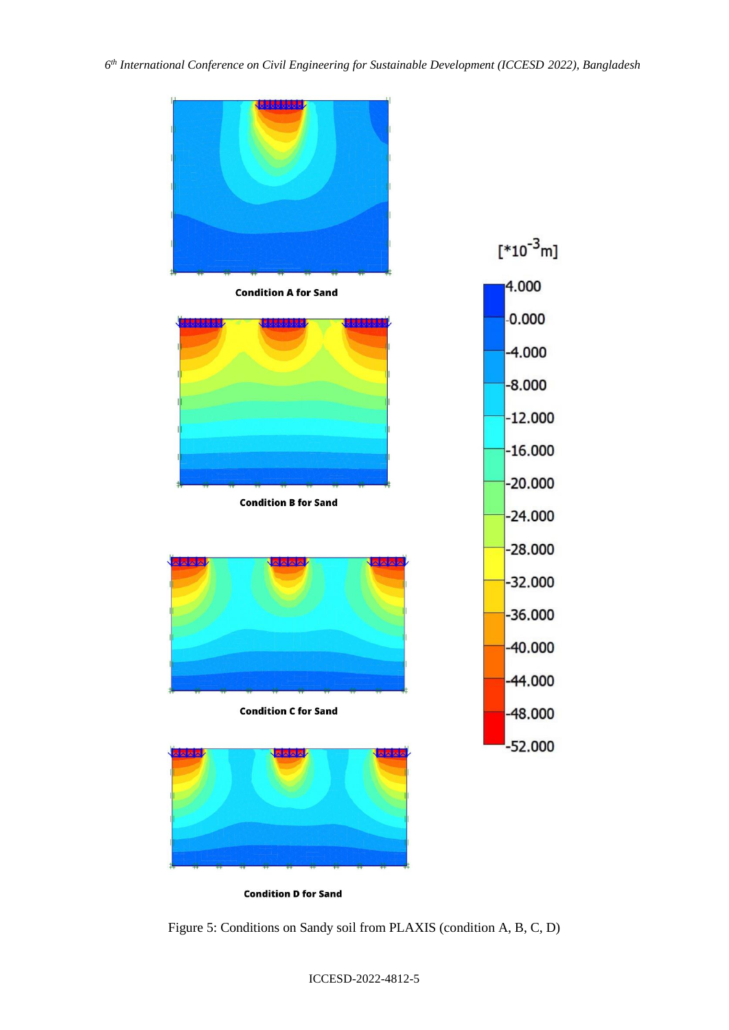Condition A for Sand

Condition B for Sand

Condition C for Sand

Condition D for Sand

[*10$^{-3}$m]

4.000
0.000
-4.000
-8.000
-12.000
-16.000
-20.000
-24.000
-28.000
-32.000
-36.000
-40.000
-44.000
-48.000
-52.000

Figure 5: Conditions on Sandy soil from PLAXIS (condition A, B, C, D)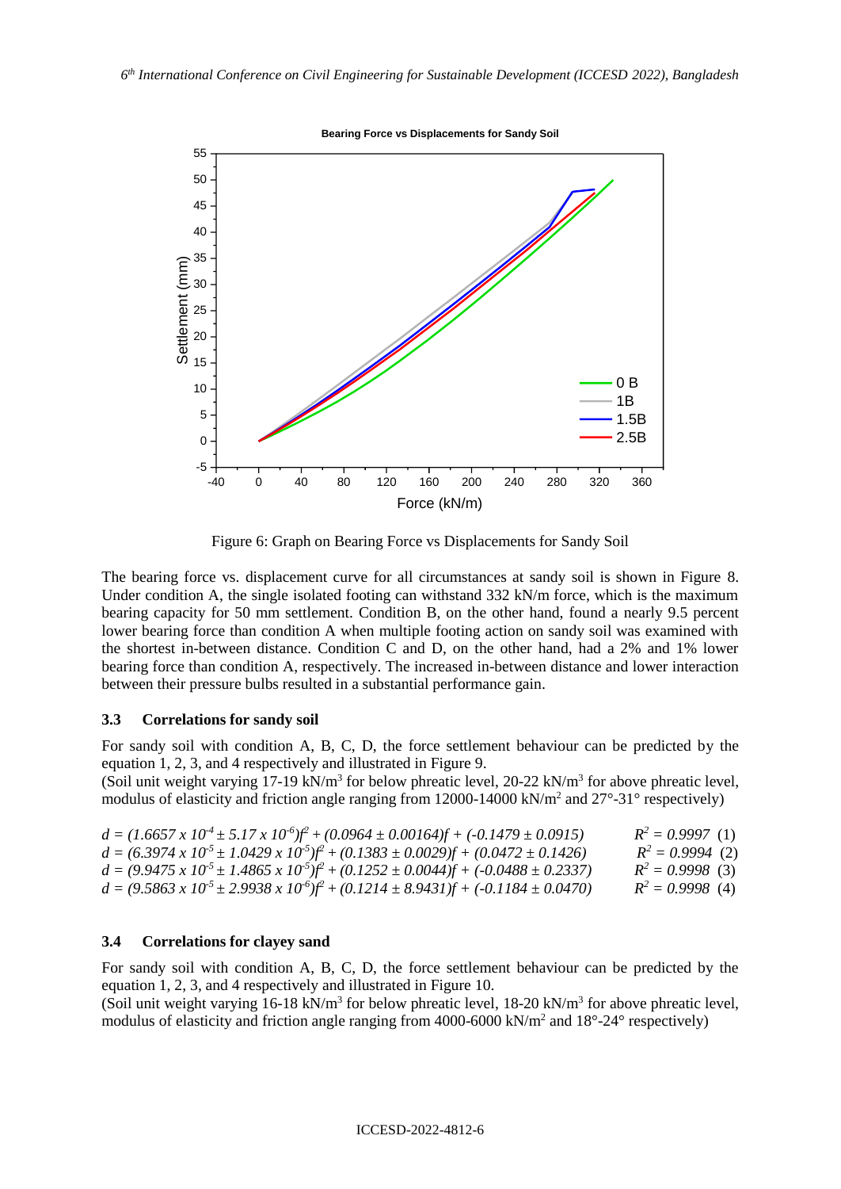Figure 6: Graph on Bearing Force vs Displacements for Sandy Soil

The bearing force vs. displacement curve for all circumstances at sandy soil is shown in Figure 8. Under condition A, the single isolated footing can withstand 332 kN/m force, which is the maximum bearing capacity for 50 mm settlement. Condition B, on the other hand, found a nearly 9.5 percent lower bearing force than condition A when multiple footing action on sandy soil was examined with the shortest in-between distance. Condition C and D, on the other hand, had a 2% and 1% lower bearing force than condition A, respectively. The increased in-between distance and lower interaction between their pressure bulbs resulted in a substantial performance gain.

### 3.3 Correlations for sandy soil

For sandy soil with condition A, B, C, D, the force settlement behaviour can be predicted by the equation 1, 2, 3, and 4 respectively and illustrated in Figure 9.

(Soil unit weight varying 17-19 $kN/m^3$ for below phreatic level, 20-22 $kN/m^3$ for above phreatic level, modulus of elasticity and friction angle ranging from 12000-14000 $kN/m^2$ and 27°-31° respectively)

$$d = (1.6657 \times 10^{-4} \pm 5.17 \times 10^{-6})f^2 + (0.0964 \pm 0.00164)f + (-0.1479 \pm 0.0915) \qquad R^2 = 0.9997 \quad (1)$$

$$d = (6.3974 \times 10^{-5} \pm 1.0429 \times 10^{-5})f^2 + (0.1383 \pm 0.0029)f + (0.0472 \pm 0.1426) \qquad R^2 = 0.9994 \quad (2)$$

$$d = (9.9475 \times 10^{-5} \pm 1.4865 \times 10^{-5})f^2 + (0.1252 \pm 0.0044)f + (-0.0488 \pm 0.2337) \qquad R^2 = 0.9998 \quad (3)$$

$$d = (9.5863 \times 10^{-5} \pm 2.9938 \times 10^{-6})f^2 + (0.1214 \pm 8.9431)f + (-0.1184 \pm 0.0470) \qquad R^2 = 0.9998 \quad (4)$$

### 3.4 Correlations for clayey sand

For sandy soil with condition A, B, C, D, the force settlement behaviour can be predicted by the equation 1, 2, 3, and 4 respectively and illustrated in Figure 10.

(Soil unit weight varying 16-18 $kN/m^3$ for below phreatic level, 18-20 $kN/m^3$ for above phreatic level, modulus of elasticity and friction angle ranging from 4000-6000 $kN/m^2$ and 18°-24° respectively)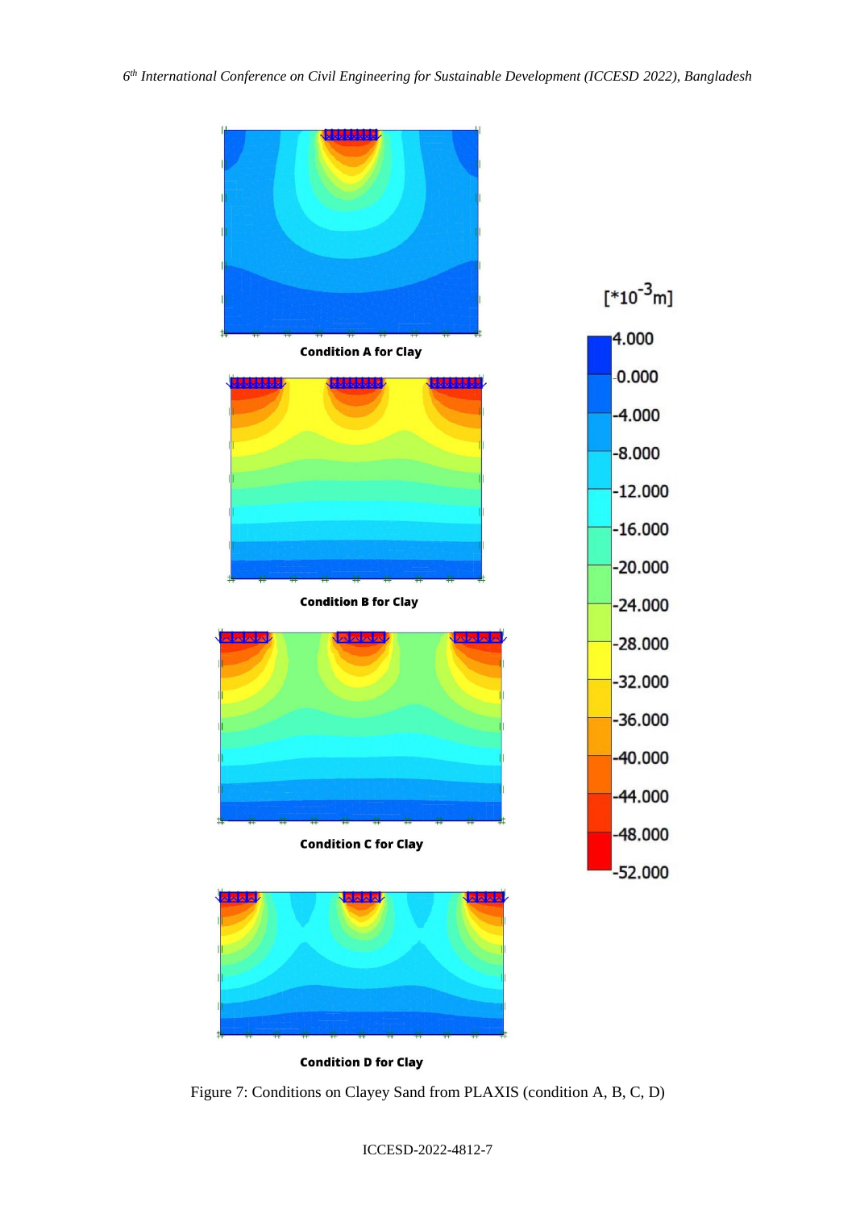Condition A for Clay

Condition B for Clay

Condition C for Clay

Condition D for Clay

[*10^-3 m]

4.000
0.000
-4.000
-8.000
-12.000
-16.000
-20.000
-24.000
-28.000
-32.000
-36.000
-40.000
-44.000
-48.000
-52.000

Figure 7: Conditions on Clayey Sand from PLAXIS (condition A, B, C, D)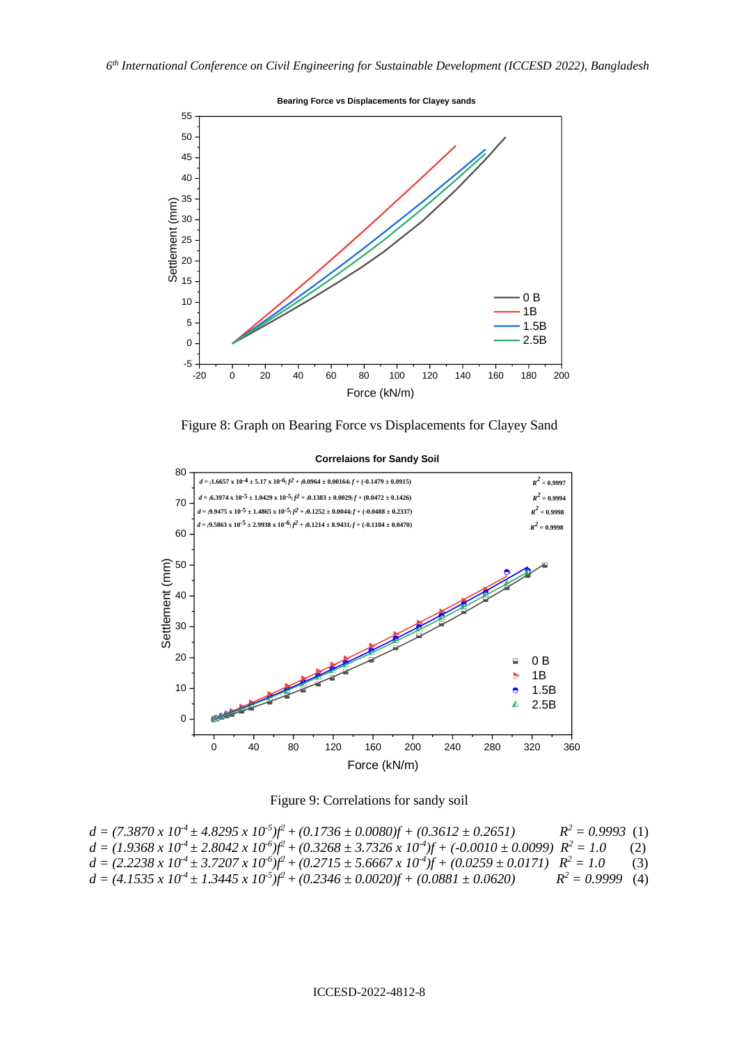Figure 8: Graph on Bearing Force vs Displacements for Clayey Sand

Figure 9: Correlations for sandy soil

$$d = (7.3870 \times 10^{-4} \pm 4.8295 \times 10^{-5})f^2 + (0.1736 \pm 0.0080)f + (0.3612 \pm 0.2651) \quad R^2 = 0.9993 \quad (1)$$

$$d = (1.9368 \times 10^{-4} \pm 2.8042 \times 10^{-6})f^2 + (0.3268 \pm 3.7326 \times 10^{-4})f + (-0.0010 \pm 0.0099) \quad R^2 = 1.0 \quad (2)$$

$$d = (2.2238 \times 10^{-4} \pm 3.7207 \times 10^{-6})f^2 + (0.2715 \pm 5.6667 \times 10^{-4})f + (0.0259 \pm 0.0171) \quad R^2 = 1.0 \quad (3)$$

$$d = (4.1535 \times 10^{-4} \pm 1.3445 \times 10^{-5})f^2 + (0.2346 \pm 0.0020)f + (0.0881 \pm 0.0620) \quad R^2 = 0.9999 \quad (4)$$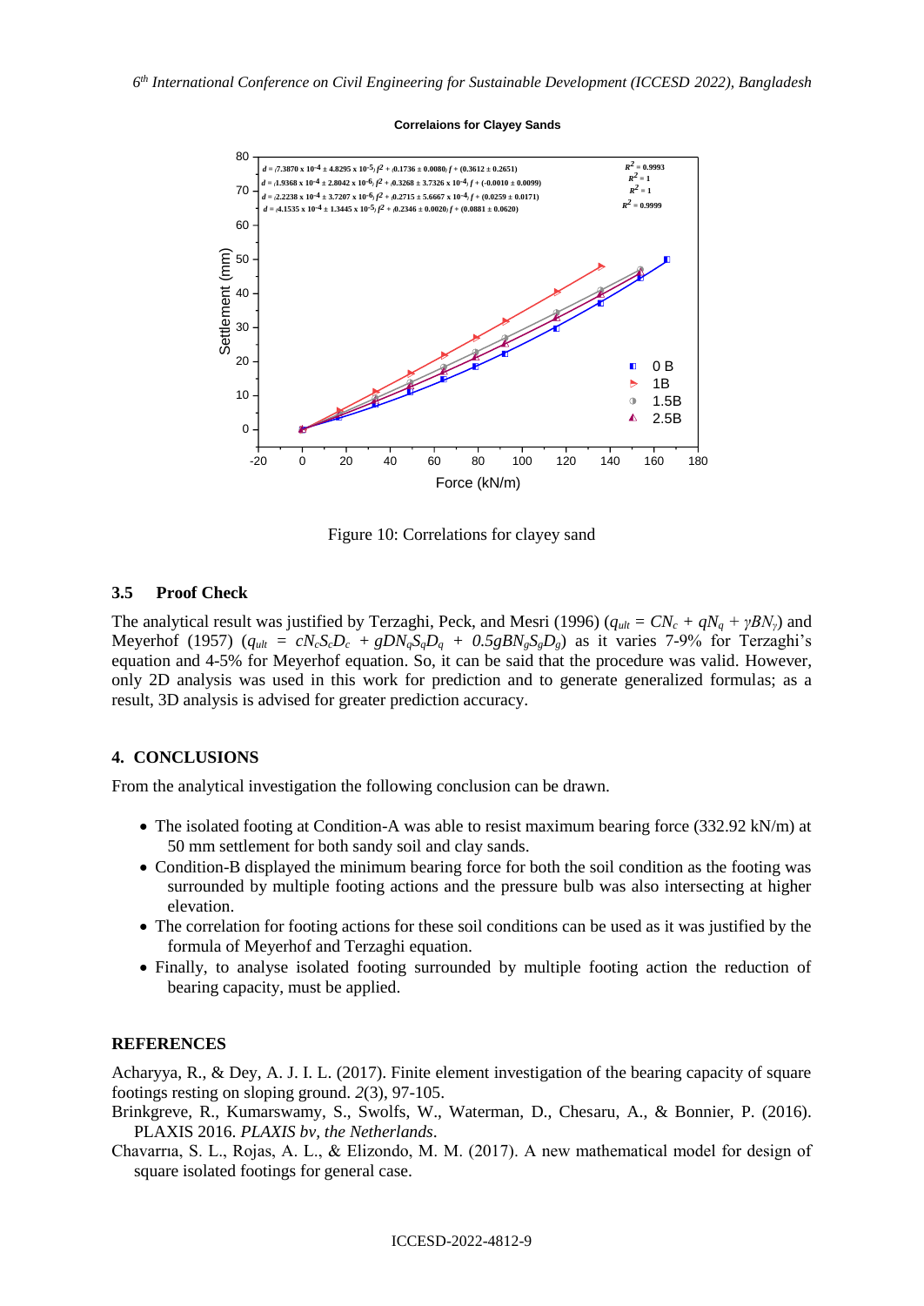**Correlaions for Clayey Sands**

$d = (7.3870 \times 10^{-4} \pm 4.8295 \times 10^{-5}) f^2 + (0.1736 \pm 0.0080) f + (0.3612 \pm 0.2651)$ — $R^2 = 0.9993$

$d = (1.9368 \times 10^{-4} \pm 2.8042 \times 10^{-6}) f^2 + (0.3268 \pm 3.7326 \times 10^{-4}) f + (-0.0010 \pm 0.0099)$ — $R^2 = 1$

$d = (2.2238 \times 10^{-4} \pm 3.7207 \times 10^{-6}) f^2 + (0.2715 \pm 5.6667 \times 10^{-4}) f + (0.0259 \pm 0.0171)$ — $R^2 = 1$

$d = (4.1535 \times 10^{-4} \pm 1.3445 \times 10^{-5}) f^2 + (0.2346 \pm 0.0020) f + (0.0881 \pm 0.0620)$ — $R^2 = 0.9999$

Figure 10: Correlations for clayey sand

### 3.5 Proof Check

The analytical result was justified by Terzaghi, Peck, and Mesri (1996) ($q_{ult} = CN_c + qN_q + \gamma BN_\gamma$) and Meyerhof (1957) ($q_{ult} = cN_cS_cD_c + gDN_qS_qD_q + 0.5gBN_gS_gD_g$) as it varies 7-9% for Terzaghi's equation and 4-5% for Meyerhof equation. So, it can be said that the procedure was valid. However, only 2D analysis was used in this work for prediction and to generate generalized formulas; as a result, 3D analysis is advised for greater prediction accuracy.

## 4. CONCLUSIONS

From the analytical investigation the following conclusion can be drawn.

- The isolated footing at Condition-A was able to resist maximum bearing force (332.92 kN/m) at 50 mm settlement for both sandy soil and clay sands.
- Condition-B displayed the minimum bearing force for both the soil condition as the footing was surrounded by multiple footing actions and the pressure bulb was also intersecting at higher elevation.
- The correlation for footing actions for these soil conditions can be used as it was justified by the formula of Meyerhof and Terzaghi equation.
- Finally, to analyse isolated footing surrounded by multiple footing action the reduction of bearing capacity, must be applied.

## REFERENCES

Acharyya, R., & Dey, A. J. I. L. (2017). Finite element investigation of the bearing capacity of square footings resting on sloping ground. *2*(3), 97-105.

Brinkgreve, R., Kumarswamy, S., Swolfs, W., Waterman, D., Chesaru, A., & Bonnier, P. (2016). PLAXIS 2016. *PLAXIS bv, the Netherlands*.

Chavarrıa, S. L., Rojas, A. L., & Elizondo, M. M. (2017). A new mathematical model for design of square isolated footings for general case.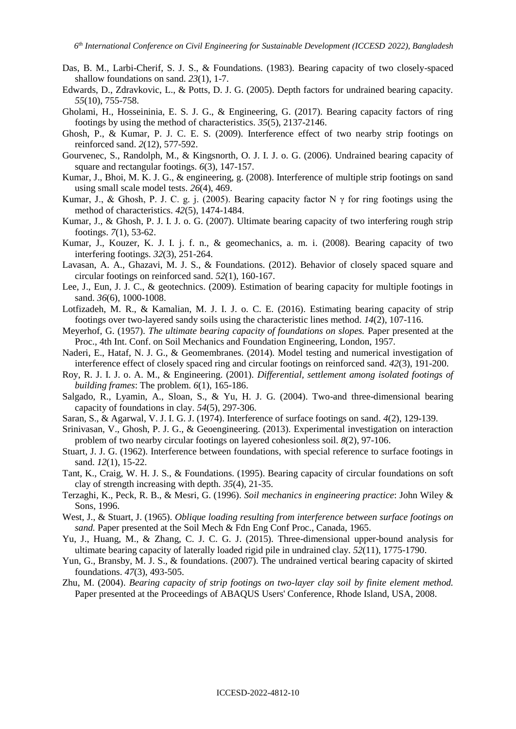Das, B. M., Larbi-Cherif, S. J. S., & Foundations. (1983). Bearing capacity of two closely-spaced shallow foundations on sand. *23*(1), 1-7.

Edwards, D., Zdravkovic, L., & Potts, D. J. G. (2005). Depth factors for undrained bearing capacity. *55*(10), 755-758.

Gholami, H., Hosseininia, E. S. J. G., & Engineering, G. (2017). Bearing capacity factors of ring footings by using the method of characteristics. *35*(5), 2137-2146.

Ghosh, P., & Kumar, P. J. C. E. S. (2009). Interference effect of two nearby strip footings on reinforced sand. *2*(12), 577-592.

Gourvenec, S., Randolph, M., & Kingsnorth, O. J. I. J. o. G. (2006). Undrained bearing capacity of square and rectangular footings. *6*(3), 147-157.

Kumar, J., Bhoi, M. K. J. G., & engineering, g. (2008). Interference of multiple strip footings on sand using small scale model tests. *26*(4), 469.

Kumar, J., & Ghosh, P. J. C. g. j. (2005). Bearing capacity factor N γ for ring footings using the method of characteristics. *42*(5), 1474-1484.

Kumar, J., & Ghosh, P. J. I. J. o. G. (2007). Ultimate bearing capacity of two interfering rough strip footings. *7*(1), 53-62.

Kumar, J., Kouzer, K. J. I. j. f. n., & geomechanics, a. m. i. (2008). Bearing capacity of two interfering footings. *32*(3), 251-264.

Lavasan, A. A., Ghazavi, M. J. S., & Foundations. (2012). Behavior of closely spaced square and circular footings on reinforced sand. *52*(1), 160-167.

Lee, J., Eun, J. J. C., & geotechnics. (2009). Estimation of bearing capacity for multiple footings in sand. *36*(6), 1000-1008.

Lotfizadeh, M. R., & Kamalian, M. J. I. J. o. C. E. (2016). Estimating bearing capacity of strip footings over two-layered sandy soils using the characteristic lines method. *14*(2), 107-116.

Meyerhof, G. (1957). *The ultimate bearing capacity of foundations on slopes.* Paper presented at the Proc., 4th Int. Conf. on Soil Mechanics and Foundation Engineering, London, 1957.

Naderi, E., Hataf, N. J. G., & Geomembranes. (2014). Model testing and numerical investigation of interference effect of closely spaced ring and circular footings on reinforced sand. *42*(3), 191-200.

Roy, R. J. I. J. o. A. M., & Engineering. (2001). *Differential, settlement among isolated footings of building frames*: The problem. *6*(1), 165-186.

Salgado, R., Lyamin, A., Sloan, S., & Yu, H. J. G. (2004). Two-and three-dimensional bearing capacity of foundations in clay. *54*(5), 297-306.

Saran, S., & Agarwal, V. J. I. G. J. (1974). Interference of surface footings on sand. *4*(2), 129-139.

Srinivasan, V., Ghosh, P. J. G., & Geoengineering. (2013). Experimental investigation on interaction problem of two nearby circular footings on layered cohesionless soil. *8*(2), 97-106.

Stuart, J. J. G. (1962). Interference between foundations, with special reference to surface footings in sand. *12*(1), 15-22.

Tant, K., Craig, W. H. J. S., & Foundations. (1995). Bearing capacity of circular foundations on soft clay of strength increasing with depth. *35*(4), 21-35.

Terzaghi, K., Peck, R. B., & Mesri, G. (1996). *Soil mechanics in engineering practice*: John Wiley & Sons, 1996.

West, J., & Stuart, J. (1965). *Oblique loading resulting from interference between surface footings on sand.* Paper presented at the Soil Mech & Fdn Eng Conf Proc., Canada, 1965.

Yu, J., Huang, M., & Zhang, C. J. C. G. J. (2015). Three-dimensional upper-bound analysis for ultimate bearing capacity of laterally loaded rigid pile in undrained clay. *52*(11), 1775-1790.

Yun, G., Bransby, M. J. S., & foundations. (2007). The undrained vertical bearing capacity of skirted foundations. *47*(3), 493-505.

Zhu, M. (2004). *Bearing capacity of strip footings on two-layer clay soil by finite element method.* Paper presented at the Proceedings of ABAQUS Users' Conference, Rhode Island, USA, 2008.